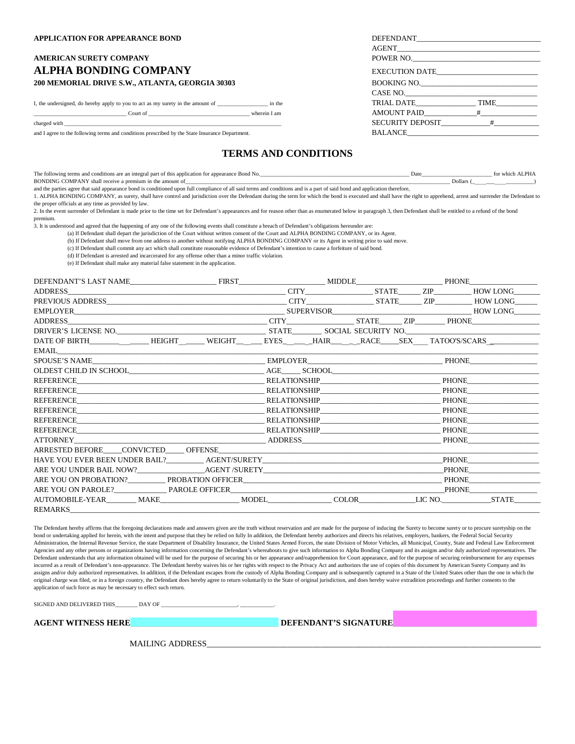**APPLICATION FOR APPEARANCE BOND**

**AMERICAN SURETY COMPANY**

# ALPHA BONDING COMPANY

**200 MEMORIAL DRIVE S.W., ATLANTA, GEORGIA 30303**

I, the undersigned, do hereby apply to you to act as my surety in the amount of _________________ in the _____________________________ Court of _________________________________ wherein I am charged with ____________________________________________________________________________

and I agree to the following terms and conditions prescribed by the State Insurance Department.

DEFENDANT_________________________________
AGENT______________________________________
POWER NO.__________________________________
EXECUTION DATE___________________________
BOOKING NO.______________________________
CASE NO.__________________________________
TRIAL DATE_______________ TIME___________
AMOUNT PAID_____________#_______________
SECURITY DEPOSIT____________#____________
BALANCE___________________________________

## TERMS AND CONDITIONS

The following terms and conditions are an integral part of this application for appearance Bond No.____________________________________________________ Date_________________________ for which ALPHA BONDING COMPANY shall receive a premium in the amount of__________________________________________________________________________________________ Dollars (____________________)
and the parties agree that said appearance bond is conditioned upon full compliance of all said terms and conditions and is a part of said bond and application therefore,

1. ALPHA BONDING COMPANY, as surety, shall have control and jurisdiction over the Defendant during the term for which the bond is executed and shall have the right to apprehend, arrest and surrender the Defendant to the proper officials at any time as provided by law.
2. In the event surrender of Defendant is made prior to the time set for Defendant's appearances and for reason other than as enumerated below in paragraph 3, then Defendant shall be entitled to a refund of the bond premium.
3. It is understood and agreed that the happening of any one of the following events shall constitute a breach of Defendant's obligations hereunder are:
   (a) If Defendant shall depart the jurisdiction of the Court without written consent of the Court and ALPHA BONDING COMPANY, or its Agent.
   (b) If Defendant shall move from one address to another without notifying ALPHA BONDING COMPANY or its Agent in writing prior to said move.
   (c) If Defendant shall commit any act which shall constitute reasonable evidence of Defendant's intention to cause a forfeiture of said bond.
   (d) If Defendant is arrested and incarcerated for any offense other than a minor traffic violation.
   (e) If Defendant shall make any material false statement in the application.

DEFENDANT'S LAST NAME______________________ FIRST______________________ MIDDLE______________________ PHONE_________________
ADDRESS______________________________________________________ CITY_________________ STATE______ ZIP_________ HOW LONG_________
PREVIOUS ADDRESS_____________________________________________ CITY_________________ STATE______ ZIP_________ HOW LONG______
EMPLOYER_____________________________________________________ SUPERVISOR_______________________________________ HOW LONG_______
ADDRESS______________________________________________________ CITY_________________ STATE______ ZIP________ PHONE_________________
DRIVER'S LICENSE NO.__________________________________________ STATE_______ SOCIAL SECURITY NO.________________________________
DATE OF BIRTH________________ HEIGHT______ WEIGHT________ EYES________HAIR________RACE____SEX___ TATOO'S/SCARS_____________
EMAIL______________________________________________________________________________________________________________________
SPOUSE'S NAME________________________________________________ EMPLOYER___________________________________ PHONE_________________
OLDEST CHILD IN SCHOOL__________________________________ AGE_____ SCHOOL___________________________________________________
REFERENCE____________________________________________________ RELATIONSHIP_______________________________ PHONE__________________
REFERENCE____________________________________________________ RELATIONSHIP_______________________________ PHONE__________________
REFERENCE____________________________________________________ RELATIONSHIP_______________________________ PHONE__________________
REFERENCE____________________________________________________ RELATIONSHIP_______________________________ PHONE__________________
REFERENCE____________________________________________________ RELATIONSHIP_______________________________ PHONE__________________
REFERENCE____________________________________________________ RELATIONSHIP_______________________________ PHONE__________________
ATTORNEY_____________________________________________________ ADDRESS____________________________________ PHONE__________________
ARRESTED BEFORE_____CONVICTED_____ OFFENSE_________________________________________________________________________________
HAVE YOU EVER BEEN UNDER BAIL?_________ AGENT/SURETY_______________________________________________PHONE__________________
ARE YOU UNDER BAIL NOW?________________AGENT /SURETY_______________________________________________PHONE__________________
ARE YOU ON PROBATION?_________ PROBATION OFFICER___________________________________________________ PHONE__________________
ARE YOU ON PAROLE?_____________ PAROLE OFFICER_____________________________________________________PHONE_________________
AUTOMOBILE-YEAR_______ MAKE____________________ MODEL________________ COLOR______________LIC NO.____________STATE_______
REMARKS_____________________________________________________________________________________________________________________

The Defendant hereby affirms that the foregoing declarations made and answers given are the truth without reservation and are made for the purpose of inducing the Surety to become surety or to procure suretyship on the bond or undertaking applied for herein, with the intent and purpose that they be relied on fully In addition, the Defendant hereby authorizes and directs his relatives, employers, bankers, the Federal Social Security Administration, the Internal Revenue Service, the state Department of Disability Insurance, The United States Armed Forces, the state Division of Motor Vehicles, all Municipal, County, State and Federal Law Enforcement Agencies and any other persons or organizations having information concerning the Defendant's whereabouts to give such information to Alpha Bonding Company and its assigns and/or duly authorized representatives. The Defendant understands that any information obtained will be used for the purpose of securing his or her appearance and/oapprehension for Court appearance, and for the purpose of securing reimbursement for any expenses incurred as a result of Defendant's non-appearance. The Defendant hereby waives his or her rights with respect to the Privacy Act and authorizes the use of copies of this document by American Surety Company and its assigns and/or duly authorized representatives. In addition, if the Defendant escapes from the custody of Alpha Bonding Company and is subsequently captured in a State of the United States other than the one in which the original charge was filed, or in a foreign country, the Defendant does hereby agree to return voluntarily to the State of original jurisdiction, and does hereby waive extradition proceedings and further consents to the application of such force as may be necessary to effect such return.

SIGNED AND DELIVERED THIS________ DAY OF __________________________, ____________.

**AGENT WITNESS HERE** ______________________ **DEFENDANT'S SIGNATURE** ______________________

MAILING ADDRESS________________________________________________________________________________________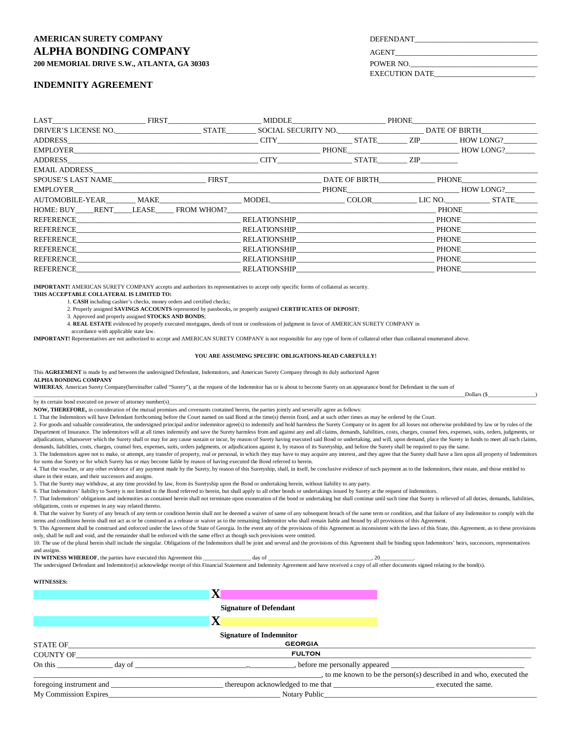**AMERICAN SURETY COMPANY**

# ALPHA BONDING COMPANY

**200 MEMORIAL DRIVE S.W., ATLANTA, GA 30303**

DEFENDANT________________________________

AGENT____________________________________

POWER NO.________________________________

EXECUTION DATE___________________________

## INDEMNITY AGREEMENT

LAST________________________ FIRST________________________ MIDDLE________________________ PHONE________________________

DRIVER'S LICENSE NO.______________________ STATE________ SOCIAL SECURITY NO.______________________ DATE OF BIRTH______________

ADDRESS__________________________________________ CITY___________________ STATE________ ZIP__________ HOW LONG?_________

EMPLOYER__________________________________________________________ PHONE___________________________ HOW LONG?________

ADDRESS__________________________________________ CITY___________________ STATE________ ZIP__________

EMAIL ADDRESS____________________________________________________________________________________________

SPOUSE'S LAST NAME________________________ FIRST________________________ DATE OF BIRTH______________ PHONE__________________

EMPLOYER__________________________________________________________ PHONE___________________________ HOW LONG?________

AUTOMOBILE-YEAR________ MAKE____________________ MODEL___________________ COLOR___________ LIC NO.___________ STATE______

HOME: BUY_____RENT_____LEASE_____ FROM WHOM?_________________________________________________________ PHONE__________________

REFERENCE__________________________________________ RELATIONSHIP____________________________________ PHONE__________________

REFERENCE__________________________________________ RELATIONSHIP____________________________________ PHONE__________________

REFERENCE__________________________________________ RELATIONSHIP____________________________________ PHONE__________________

REFERENCE__________________________________________ RELATIONSHIP____________________________________ PHONE__________________

REFERENCE__________________________________________ RELATIONSHIP____________________________________ PHONE__________________

REFERENCE__________________________________________ RELATIONSHIP____________________________________ PHONE__________________

**IMPORTANT!** AMERICAN SURETY COMPANY accepts and authorizes its representatives to accept only specific forms of collateral as security.

**THIS ACCEPTABLE COLLATERAL IS LIMITED TO:**

1. **CASH** including cashier's checks, money orders and certified checks;
2. Properly assigned **SAVINGS ACCOUNTS** represented by passbooks, or properly assigned **CERTIFICATES OF DEPOSIT**;
3. Approved and properly assigned **STOCKS AND BONDS**;
4. **REAL ESTATE** evidenced by properly executed mortgages, deeds of trust or confessions of judgment in favor of AMERICAN SURETY COMPANY in accordance with applicable state law.

**IMPORTANT!** Representatives are not authorized to accept and AMERICAN SURETY COMPANY is not responsible for any type of form of collateral other than collateral enumerated above.

**YOU ARE ASSUMING SPECIFIC OBLIGATIONS-READ CAREFULLY!**

This **AGREEMENT** is made by and between the undersigned Defendant, Indemnitors, and American Surety Company through its duly authorized Agent

**ALPHA BONDING COMPANY**

**WHEREAS**, American Surety Company(hereinafter called "Surety"), at the request of the Indemnitor has or is about to become Surety on an appearance bond for Defendant in the sum of

__________________________________________________________________________________________________Dollars ($_________________)

by its certain bond executed on power of attorney number(s)_______________________________________________________________________

**NOW, THEREFORE,** in consideration of the mutual promises and covenants contained herein, the parties jointly and severally agree as follows:

1. That the Indemnitors will have Defendant forthcoming before the Court named on said Bond at the time(s) therein fixed, and at such other times as may be ordered by the Court.
2. For goods and valuable consideration, the undersigned principal and/or indemnitor agree(s) to indemnify and hold harmless the Surety Company or its agent for all losses not otherwise prohibited by law or by rules of the Department of Insurance. The indemnitors will at all times indemnify and save the Surety harmless from and against any and all claims, demands, liabilities, costs, charges, counsel fees, expenses, suits, orders, judgments, or adjudications, whatsoever which the Surety shall or may for any cause sustain or incur, by reason of Surety having executed said Bond or undertaking, and will, upon demand, place the Surety in funds to meet all such claims, demands, liabilities, costs, charges, counsel fees, expenses, suits, orders judgments, or adjudications against it, by reason of its Suretyship, and before the Surety shall be required to pay the same.
3. The Indemnitors agree not to make, or attempt, any transfer of property, real or personal, in which they may have to may acquire any interest, and they agree that the Surety shall have a lien upon all property of Indemnitors for sums due Surety or for which Surety has or may become liable by reason of having executed the Bond referred to herein.
4. That the voucher, or any other evidence of any payment made by the Surety, by reason of this Suretyship, shall, in itself, be conclusive evidence of such payment as to the Indemnitors, their estate, and those entitled to share in their estate, and their successors and assigns.
5. That the Surety may withdraw, at any time provided by law, from its Suretyship upon the Bond or undertaking herein, without liability to any party.
6. That Indemnitors' liability to Surety is not limited to the Bond referred to herein, but shall apply to all other bonds or undertakings issued by Surety at the request of Indemnitors.
7. That Indemnitors' obligations and indemnities as contained herein shall not terminate upon exoneration of the bond or undertaking but shall continue until such time that Surety is relieved of all duties, demands, liabilities, obligations, costs or expenses in any way related thereto.
8. That the waiver by Surety of any breach of any term or condition herein shall not be deemed a waiver of same of any subsequent breach of the same term or condition, and that failure of any Indemnitor to comply with the terms and conditions herein shall not act as or be construed as a release or waiver as to the remaining Indemnitor who shall remain liable and bound by all provisions of this Agreement.
9. This Agreement shall be construed and enforced under the laws of the State of Georgia. In the event any of the provisions of this Agreement as inconsistent with the laws of this State, this Agreement, as to these provisions only, shall be null and void, and the remainder shall be enforced with the same effect as though such provisions were omitted.
10. The use of the plural herein shall include the singular. Obligations of the Indemnitors shall be joint and several and the provisions of this Agreement shall be binding upon Indemnitors' heirs, successors, representatives and assigns.

**IN WITNESS WHEREOF**, the parties have executed this Agreement this ________________ day of ___________________________________, 20___________.

The undersigned Defendant and Indemnitor(s) acknowledge receipt of this Financial Statement and Indemnity Agreement and have received a copy of all other documents signed relating to the bond(s).

**WITNESSES:**

________________________________ **X**________________________________

**Signature of Defendant**

________________________________ **X**________________________________

**Signature of Indemnitor**

STATE OF **GEORGIA**

COUNTY OF **FULTON**

On this ______________ day of ____________________________,.___________, before me personally appeared ____________________________________

______________________________________________________________, to me known to be the person(s) described in and who, executed the

foregoing instrument and _____________________________ thereupon acknowledged to me that __________________________ executed the same.

My Commission Expires__________________________________________ Notary Public___________________________________________________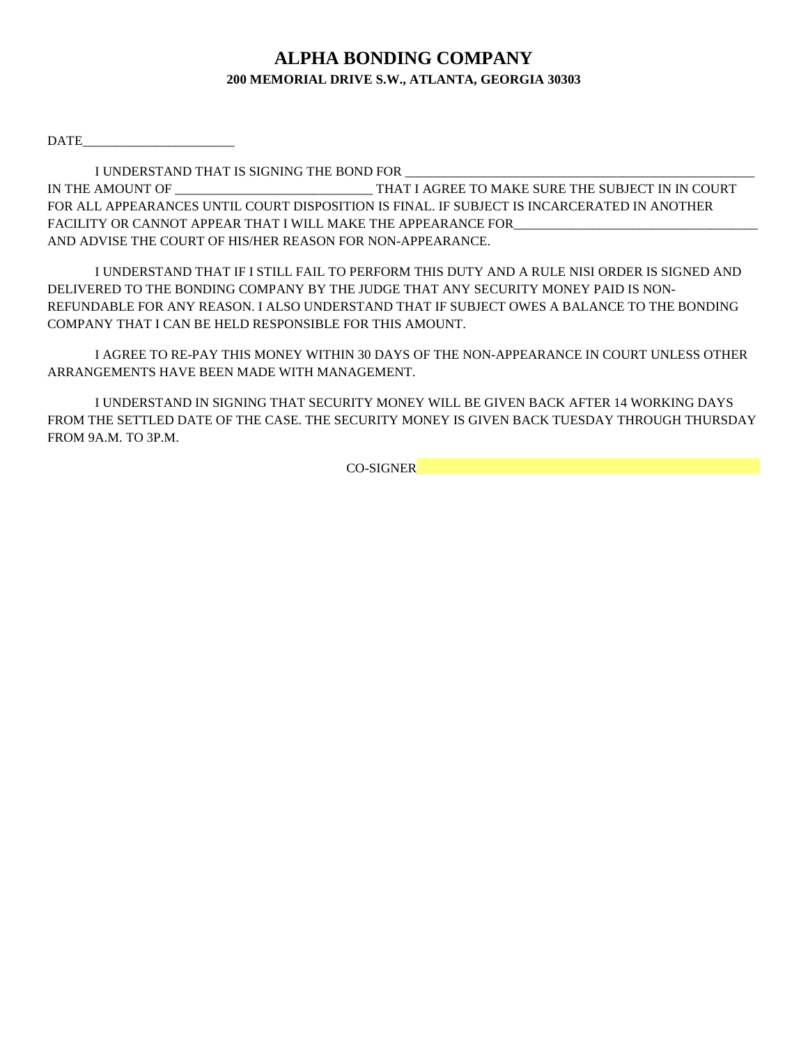# ALPHA BONDING COMPANY

**200 MEMORIAL DRIVE S.W., ATLANTA, GEORGIA 30303**

DATE_______________________

I UNDERSTAND THAT IS SIGNING THE BOND FOR _____________________________________________________ IN THE AMOUNT OF ______________________________ THAT I AGREE TO MAKE SURE THE SUBJECT IN IN COURT FOR ALL APPEARANCES UNTIL COURT DISPOSITION IS FINAL. IF SUBJECT IS INCARCERATED IN ANOTHER FACILITY OR CANNOT APPEAR THAT I WILL MAKE THE APPEARANCE FOR______________________________________ AND ADVISE THE COURT OF HIS/HER REASON FOR NON-APPEARANCE.

I UNDERSTAND THAT IF I STILL FAIL TO PERFORM THIS DUTY AND A RULE NISI ORDER IS SIGNED AND DELIVERED TO THE BONDING COMPANY BY THE JUDGE THAT ANY SECURITY MONEY PAID IS NON-REFUNDABLE FOR ANY REASON. I ALSO UNDERSTAND THAT IF SUBJECT OWES A BALANCE TO THE BONDING COMPANY THAT I CAN BE HELD RESPONSIBLE FOR THIS AMOUNT.

I AGREE TO RE-PAY THIS MONEY WITHIN 30 DAYS OF THE NON-APPEARANCE IN COURT UNLESS OTHER ARRANGEMENTS HAVE BEEN MADE WITH MANAGEMENT.

I UNDERSTAND IN SIGNING THAT SECURITY MONEY WILL BE GIVEN BACK AFTER 14 WORKING DAYS FROM THE SETTLED DATE OF THE CASE. THE SECURITY MONEY IS GIVEN BACK TUESDAY THROUGH THURSDAY FROM 9A.M. TO 3P.M.

CO-SIGNER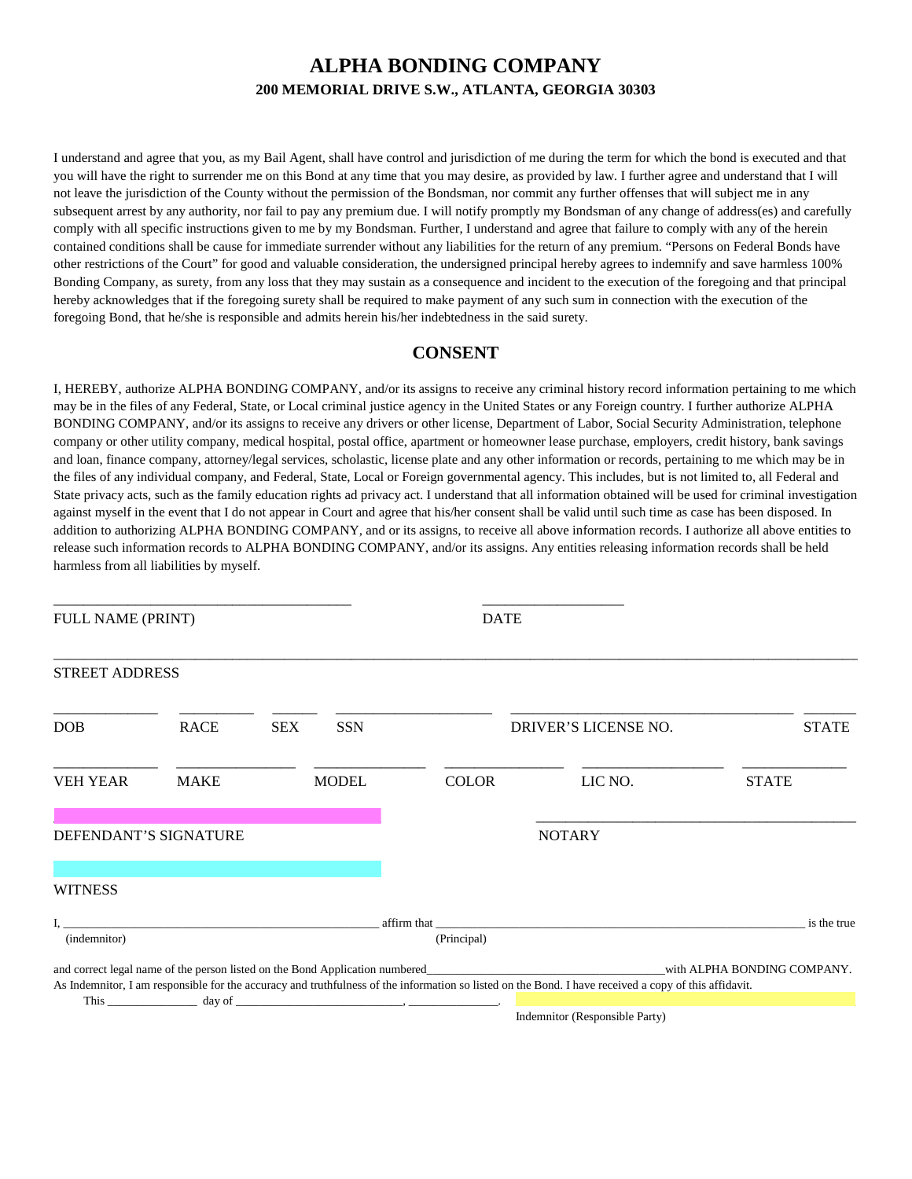# ALPHA BONDING COMPANY

**200 MEMORIAL DRIVE S.W., ATLANTA, GEORGIA 30303**

I understand and agree that you, as my Bail Agent, shall have control and jurisdiction of me during the term for which the bond is executed and that you will have the right to surrender me on this Bond at any time that you may desire, as provided by law. I further agree and understand that I will not leave the jurisdiction of the County without the permission of the Bondsman, nor commit any further offenses that will subject me in any subsequent arrest by any authority, nor fail to pay any premium due. I will notify promptly my Bondsman of any change of address(es) and carefully comply with all specific instructions given to me by my Bondsman. Further, I understand and agree that failure to comply with any of the herein contained conditions shall be cause for immediate surrender without any liabilities for the return of any premium. "Persons on Federal Bonds have other restrictions of the Court" for good and valuable consideration, the undersigned principal hereby agrees to indemnify and save harmless 100% Bonding Company, as surety, from any loss that they may sustain as a consequence and incident to the execution of the foregoing and that principal hereby acknowledges that if the foregoing surety shall be required to make payment of any such sum in connection with the execution of the foregoing Bond, that he/she is responsible and admits herein his/her indebtedness in the said surety.

## CONSENT

I, HEREBY, authorize ALPHA BONDING COMPANY, and/or its assigns to receive any criminal history record information pertaining to me which may be in the files of any Federal, State, or Local criminal justice agency in the United States or any Foreign country. I further authorize ALPHA BONDING COMPANY, and/or its assigns to receive any drivers or other license, Department of Labor, Social Security Administration, telephone company or other utility company, medical hospital, postal office, apartment or homeowner lease purchase, employers, credit history, bank savings and loan, finance company, attorney/legal services, scholastic, license plate and any other information or records, pertaining to me which may be in the files of any individual company, and Federal, State, Local or Foreign governmental agency. This includes, but is not limited to, all Federal and State privacy acts, such as the family education rights ad privacy act. I understand that all information obtained will be used for criminal investigation against myself in the event that I do not appear in Court and agree that his/her consent shall be valid until such time as case has been disposed. In addition to authorizing ALPHA BONDING COMPANY, and or its assigns, to receive all above information records. I authorize all above entities to release such information records to ALPHA BONDING COMPANY, and/or its assigns. Any entities releasing information records shall be held harmless from all liabilities by myself.

\_\_\_\_\_\_\_\_\_\_\_\_\_\_\_\_\_\_\_\_\_\_\_\_\_\_\_\_\_\_\_\_\_\_\_\_\_\_ \_\_\_\_\_\_\_\_\_\_\_\_\_\_\_\_\_\_\_\_
FULL NAME (PRINT) DATE

\_\_\_\_\_\_\_\_\_\_\_\_\_\_\_\_\_\_\_\_\_\_\_\_\_\_\_\_\_\_\_\_\_\_\_\_\_\_\_\_\_\_\_\_\_\_\_\_\_\_\_\_\_\_\_\_\_\_\_\_\_\_\_\_\_\_\_\_\_\_\_\_
STREET ADDRESS

DOB \_\_\_\_\_\_ RACE \_\_\_\_\_\_ SEX \_\_\_\_\_\_ SSN \_\_\_\_\_\_ DRIVER'S LICENSE NO. \_\_\_\_\_\_ STATE \_\_\_\_\_\_

VEH YEAR \_\_\_\_\_\_ MAKE \_\_\_\_\_\_ MODEL \_\_\_\_\_\_ COLOR \_\_\_\_\_\_ LIC NO. \_\_\_\_\_\_ STATE \_\_\_\_\_\_

\_\_\_\_\_\_\_\_\_\_\_\_\_\_\_\_\_\_\_\_\_\_\_\_\_\_\_\_\_\_ \_\_\_\_\_\_\_\_\_\_\_\_\_\_\_\_\_\_\_\_\_\_\_\_\_\_\_\_\_\_
DEFENDANT'S SIGNATURE NOTARY

\_\_\_\_\_\_\_\_\_\_\_\_\_\_\_\_\_\_\_\_\_\_\_\_\_\_\_\_\_\_
WITNESS

I, \_\_\_\_\_\_\_\_\_\_\_\_\_\_\_\_\_\_\_\_\_\_\_\_\_\_\_\_\_\_ affirm that \_\_\_\_\_\_\_\_\_\_\_\_\_\_\_\_\_\_\_\_\_\_\_\_\_\_\_\_\_\_ is the true
(indemnitor) (Principal)

and correct legal name of the person listed on the Bond Application numbered\_\_\_\_\_\_\_\_\_\_\_\_\_\_\_\_\_\_\_\_\_\_\_\_with ALPHA BONDING COMPANY. As Indemnitor, I am responsible for the accuracy and truthfulness of the information so listed on the Bond. I have received a copy of this affidavit.

This \_\_\_\_\_\_\_\_\_\_ day of \_\_\_\_\_\_\_\_\_\_\_\_\_\_\_\_\_\_\_\_, \_\_\_\_\_\_\_\_\_\_. \_\_\_\_\_\_\_\_\_\_\_\_\_\_\_\_\_\_\_\_\_\_\_\_\_\_\_\_\_\_

Indemnitor (Responsible Party)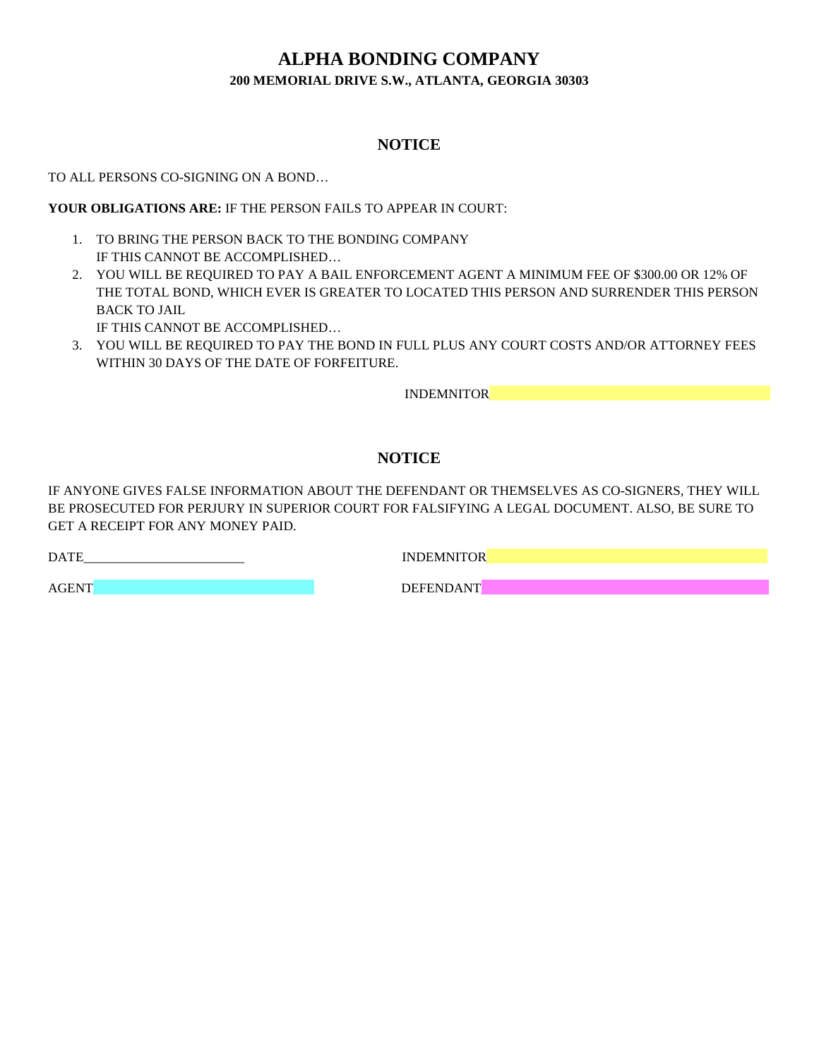# ALPHA BONDING COMPANY

**200 MEMORIAL DRIVE S.W., ATLANTA, GEORGIA 30303**

## NOTICE

TO ALL PERSONS CO-SIGNING ON A BOND…

**YOUR OBLIGATIONS ARE:** IF THE PERSON FAILS TO APPEAR IN COURT:

1. TO BRING THE PERSON BACK TO THE BONDING COMPANY
   IF THIS CANNOT BE ACCOMPLISHED…
2. YOU WILL BE REQUIRED TO PAY A BAIL ENFORCEMENT AGENT A MINIMUM FEE OF $300.00 OR 12% OF THE TOTAL BOND, WHICH EVER IS GREATER TO LOCATED THIS PERSON AND SURRENDER THIS PERSON BACK TO JAIL
   IF THIS CANNOT BE ACCOMPLISHED…
3. YOU WILL BE REQUIRED TO PAY THE BOND IN FULL PLUS ANY COURT COSTS AND/OR ATTORNEY FEES WITHIN 30 DAYS OF THE DATE OF FORFEITURE.

INDEMNITOR

## NOTICE

IF ANYONE GIVES FALSE INFORMATION ABOUT THE DEFENDANT OR THEMSELVES AS CO-SIGNERS, THEY WILL BE PROSECUTED FOR PERJURY IN SUPERIOR COURT FOR FALSIFYING A LEGAL DOCUMENT. ALSO, BE SURE TO GET A RECEIPT FOR ANY MONEY PAID.

DATE________________________ INDEMNITOR

AGENT DEFENDANT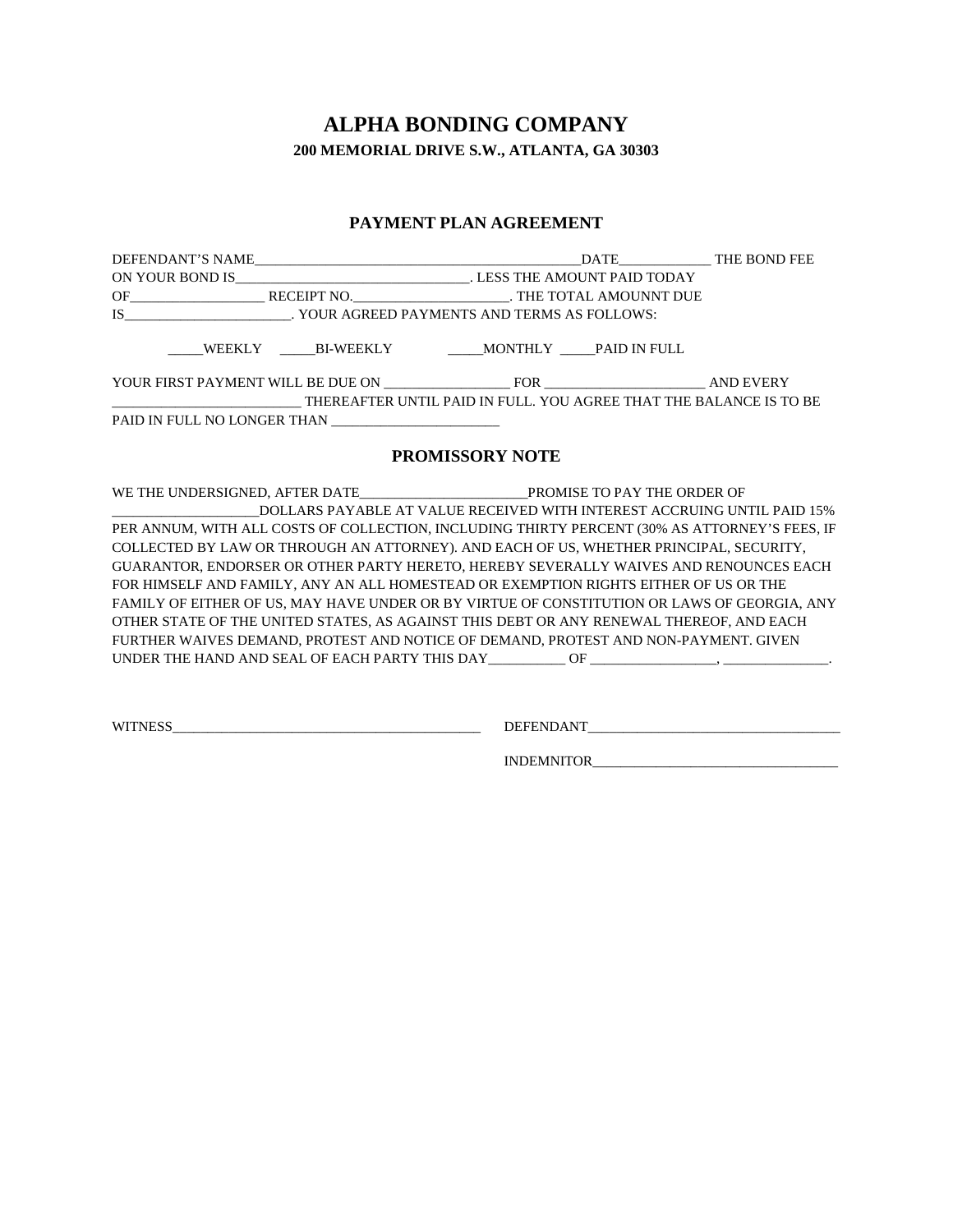# ALPHA BONDING COMPANY

**200 MEMORIAL DRIVE S.W., ATLANTA, GA 30303**

## PAYMENT PLAN AGREEMENT

DEFENDANT'S NAME_________________________________________________DATE_____________ THE BOND FEE ON YOUR BOND IS__________________________________. LESS THE AMOUNT PAID TODAY OF___________________ RECEIPT NO.______________________. THE TOTAL AMOUNNT DUE IS________________________. YOUR AGREED PAYMENTS AND TERMS AS FOLLOWS:

_____WEEKLY _____BI-WEEKLY _____MONTHLY _____PAID IN FULL

YOUR FIRST PAYMENT WILL BE DUE ON __________________ FOR _______________________ AND EVERY ___________________________ THEREAFTER UNTIL PAID IN FULL. YOU AGREE THAT THE BALANCE IS TO BE PAID IN FULL NO LONGER THAN ________________________

## PROMISSORY NOTE

WE THE UNDERSIGNED, AFTER DATE________________________PROMISE TO PAY THE ORDER OF _____________________DOLLARS PAYABLE AT VALUE RECEIVED WITH INTEREST ACCRUING UNTIL PAID 15% PER ANNUM, WITH ALL COSTS OF COLLECTION, INCLUDING THIRTY PERCENT (30% AS ATTORNEY'S FEES, IF COLLECTED BY LAW OR THROUGH AN ATTORNEY). AND EACH OF US, WHETHER PRINCIPAL, SECURITY, GUARANTOR, ENDORSER OR OTHER PARTY HERETO, HEREBY SEVERALLY WAIVES AND RENOUNCES EACH FOR HIMSELF AND FAMILY, ANY AN ALL HOMESTEAD OR EXEMPTION RIGHTS EITHER OF US OR THE FAMILY OF EITHER OF US, MAY HAVE UNDER OR BY VIRTUE OF CONSTITUTION OR LAWS OF GEORGIA, ANY OTHER STATE OF THE UNITED STATES, AS AGAINST THIS DEBT OR ANY RENEWAL THEREOF, AND EACH FURTHER WAIVES DEMAND, PROTEST AND NOTICE OF DEMAND, PROTEST AND NON-PAYMENT. GIVEN UNDER THE HAND AND SEAL OF EACH PARTY THIS DAY___________ OF __________________, _______________.

WITNESS_____________________________________________ DEFENDANT____________________________________

INDEMNITOR___________________________________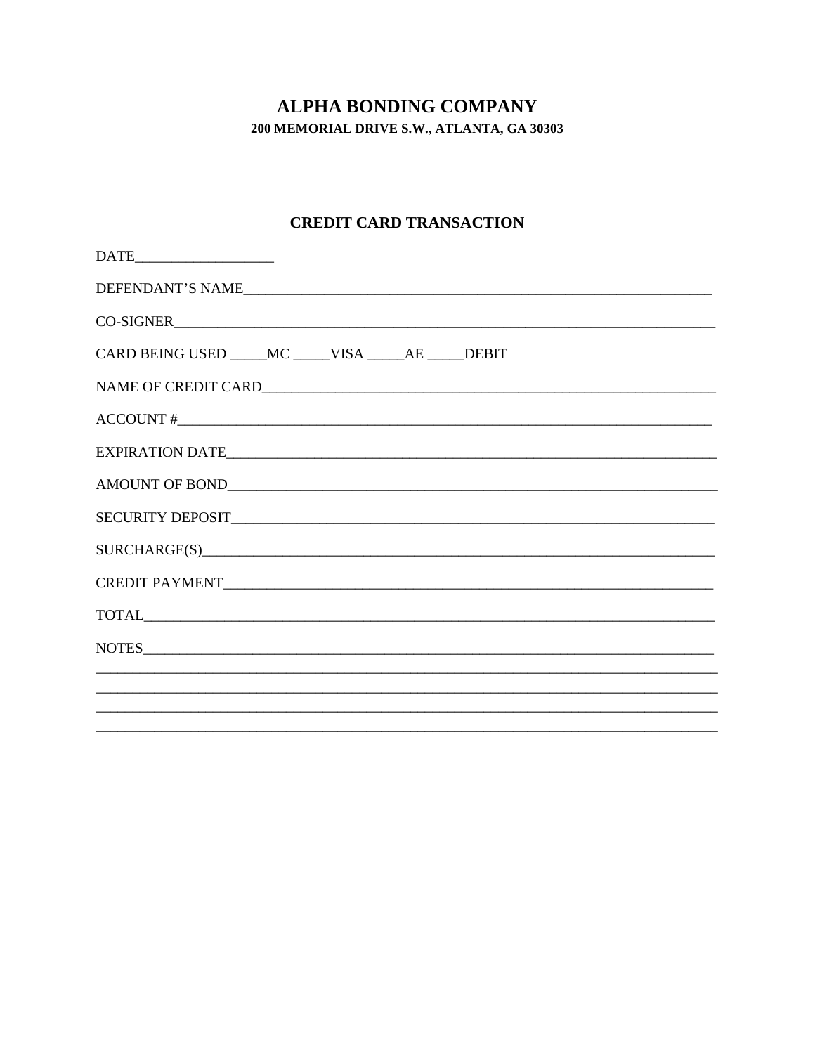# ALPHA BONDING COMPANY

**200 MEMORIAL DRIVE S.W., ATLANTA, GA 30303**

## CREDIT CARD TRANSACTION

DATE___________________

DEFENDANT'S NAME___________________________________________________________________

CO-SIGNER_____________________________________________________________________________

CARD BEING USED _____MC _____VISA _____AE _____DEBIT

NAME OF CREDIT CARD_________________________________________________________________

ACCOUNT #_____________________________________________________________________________

EXPIRATION DATE______________________________________________________________________

AMOUNT OF BOND_______________________________________________________________________

SECURITY DEPOSIT_____________________________________________________________________

SURCHARGE(S)_________________________________________________________________________

CREDIT PAYMENT_______________________________________________________________________

TOTAL________________________________________________________________________________

NOTES________________________________________________________________________________
_____________________________________________________________________________________
_____________________________________________________________________________________
_____________________________________________________________________________________
_____________________________________________________________________________________